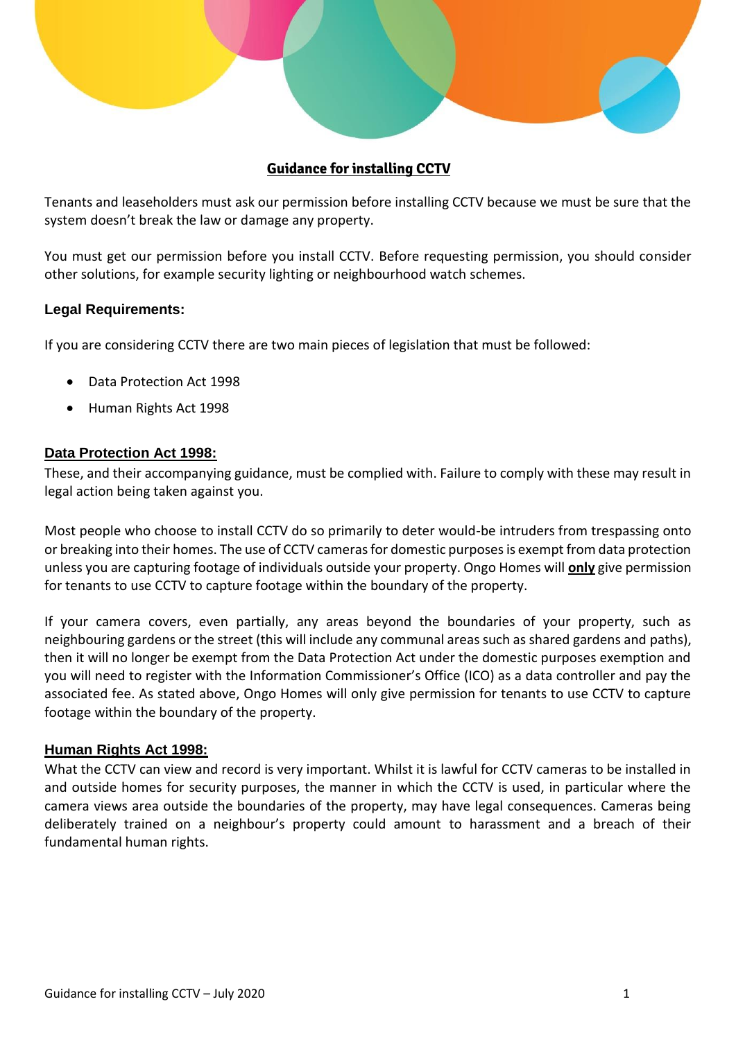# **Guidance for installing CCTV**

Tenants and leaseholders must ask our permission before installing CCTV because we must be sure that the system doesn't break the law or damage any property.

You must get our permission before you install CCTV. Before requesting permission, you should consider other solutions, for example security lighting or neighbourhood watch schemes.

### Legal Requirements:

If you are considering CCTV there are two main pieces of legislation that must be followed:

- Data Protection Act 1998
- Human Rights Act 1998

### Data Protection Act 1998:

These, and their accompanying guidance, must be complied with. Failure to comply with these may result in legal action being taken against you.

Most people who choose to install CCTV do so primarily to deter would-be intruders from trespassing onto or breaking into their homes. The use of CCTV cameras for domestic purposes is exempt from data protection unless you are capturing footage of individuals outside your property. Ongo Homes will **only** give permission for tenants to use CCTV to capture footage within the boundary of the property.

If your camera covers, even partially, any areas beyond the boundaries of your property, such as neighbouring gardens or the street (this will include any communal areas such as shared gardens and paths), then it will no longer be exempt from the Data Protection Act under the domestic purposes exemption and you will need to register with the Information Commissioner's Office (ICO) as a data controller and pay the associated fee. As stated above, Ongo Homes will only give permission for tenants to use CCTV to capture footage within the boundary of the property.

### Human Rights Act 1998:

What the CCTV can view and record is very important. Whilst it is lawful for CCTV cameras to be installed in and outside homes for security purposes, the manner in which the CCTV is used, in particular where the camera views area outside the boundaries of the property, may have legal consequences. Cameras being deliberately trained on a neighbour's property could amount to harassment and a breach of their fundamental human rights.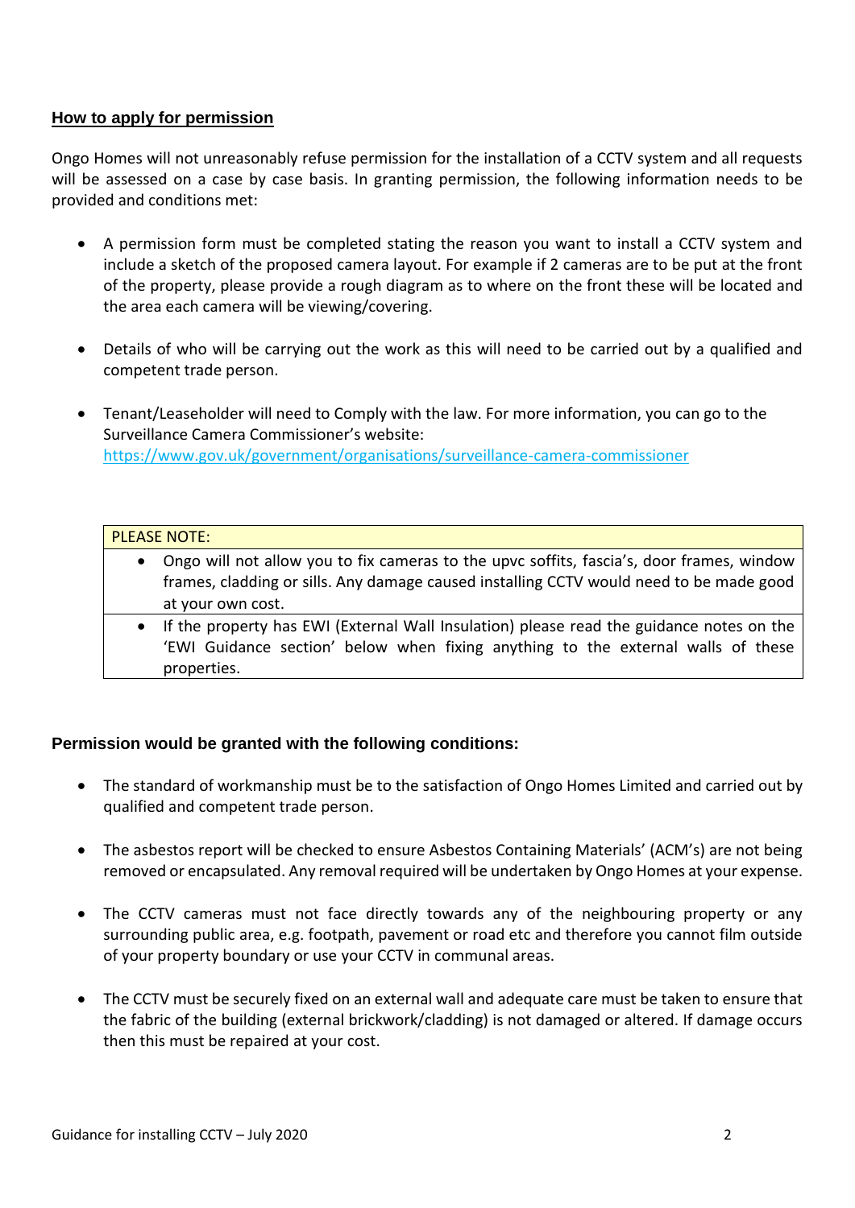## How to apply for permission

Ongo Homes will not unreasonably refuse permission for the installation of a CCTV system and all requests will be assessed on a case by case basis. In granting permission, the following information needs to be provided and conditions met:

- A permission form must be completed stating the reason you want to install a CCTV system and include a sketch of the proposed camera layout. For example if 2 cameras are to be put at the front of the property, please provide a rough diagram as to where on the front these will be located and the area each camera will be viewing/covering.

- Details of who will be carrying out the work as this will need to be carried out by a qualified and competent trade person.

- Tenant/Leaseholder will need to Comply with the law. For more information, you can go to the Surveillance Camera Commissioner's website: https://www.gov.uk/government/organisations/surveillance-camera-commissioner

| PLEASE NOTE: |
|---|
| • Ongo will not allow you to fix cameras to the upvc soffits, fascia's, door frames, window frames, cladding or sills. Any damage caused installing CCTV would need to be made good at your own cost. |
| • If the property has EWI (External Wall Insulation) please read the guidance notes on the 'EWI Guidance section' below when fixing anything to the external walls of these properties. |

### Permission would be granted with the following conditions:

- The standard of workmanship must be to the satisfaction of Ongo Homes Limited and carried out by qualified and competent trade person.

- The asbestos report will be checked to ensure Asbestos Containing Materials' (ACM's) are not being removed or encapsulated. Any removal required will be undertaken by Ongo Homes at your expense.

- The CCTV cameras must not face directly towards any of the neighbouring property or any surrounding public area, e.g. footpath, pavement or road etc and therefore you cannot film outside of your property boundary or use your CCTV in communal areas.

- The CCTV must be securely fixed on an external wall and adequate care must be taken to ensure that the fabric of the building (external brickwork/cladding) is not damaged or altered. If damage occurs then this must be repaired at your cost.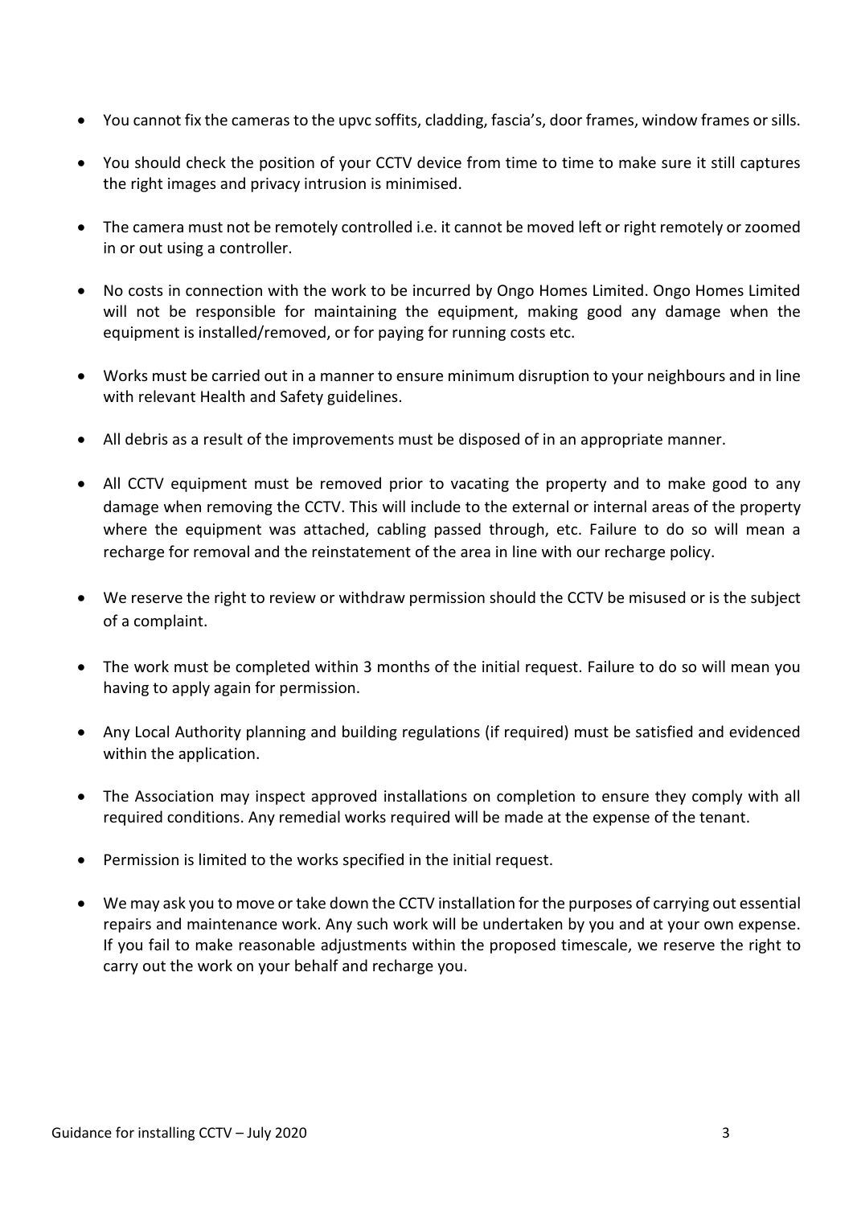- You cannot fix the cameras to the upvc soffits, cladding, fascia's, door frames, window frames or sills.
- You should check the position of your CCTV device from time to time to make sure it still captures the right images and privacy intrusion is minimised.
- The camera must not be remotely controlled i.e. it cannot be moved left or right remotely or zoomed in or out using a controller.
- No costs in connection with the work to be incurred by Ongo Homes Limited. Ongo Homes Limited will not be responsible for maintaining the equipment, making good any damage when the equipment is installed/removed, or for paying for running costs etc.
- Works must be carried out in a manner to ensure minimum disruption to your neighbours and in line with relevant Health and Safety guidelines.
- All debris as a result of the improvements must be disposed of in an appropriate manner.
- All CCTV equipment must be removed prior to vacating the property and to make good to any damage when removing the CCTV. This will include to the external or internal areas of the property where the equipment was attached, cabling passed through, etc. Failure to do so will mean a recharge for removal and the reinstatement of the area in line with our recharge policy.
- We reserve the right to review or withdraw permission should the CCTV be misused or is the subject of a complaint.
- The work must be completed within 3 months of the initial request. Failure to do so will mean you having to apply again for permission.
- Any Local Authority planning and building regulations (if required) must be satisfied and evidenced within the application.
- The Association may inspect approved installations on completion to ensure they comply with all required conditions. Any remedial works required will be made at the expense of the tenant.
- Permission is limited to the works specified in the initial request.
- We may ask you to move or take down the CCTV installation for the purposes of carrying out essential repairs and maintenance work. Any such work will be undertaken by you and at your own expense. If you fail to make reasonable adjustments within the proposed timescale, we reserve the right to carry out the work on your behalf and recharge you.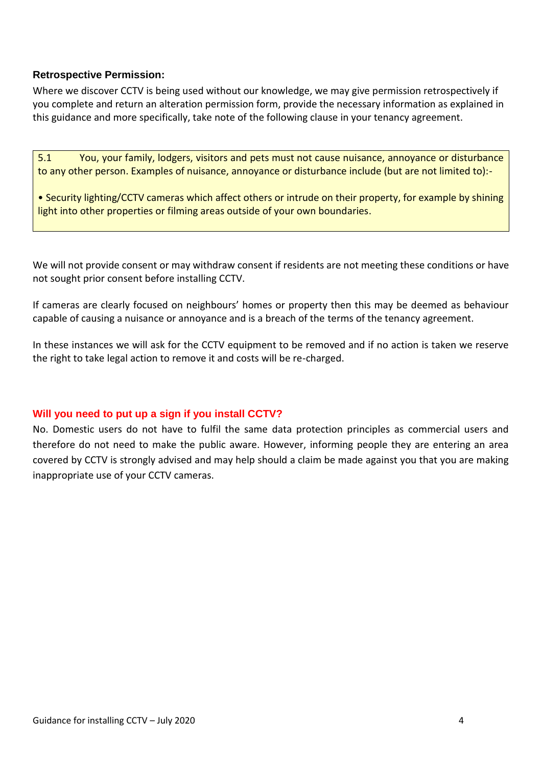### Retrospective Permission:

Where we discover CCTV is being used without our knowledge, we may give permission retrospectively if you complete and return an alteration permission form, provide the necessary information as explained in this guidance and more specifically, take note of the following clause in your tenancy agreement.

> 5.1 You, your family, lodgers, visitors and pets must not cause nuisance, annoyance or disturbance to any other person. Examples of nuisance, annoyance or disturbance include (but are not limited to):-
>
> • Security lighting/CCTV cameras which affect others or intrude on their property, for example by shining light into other properties or filming areas outside of your own boundaries.

We will not provide consent or may withdraw consent if residents are not meeting these conditions or have not sought prior consent before installing CCTV.

If cameras are clearly focused on neighbours' homes or property then this may be deemed as behaviour capable of causing a nuisance or annoyance and is a breach of the terms of the tenancy agreement.

In these instances we will ask for the CCTV equipment to be removed and if no action is taken we reserve the right to take legal action to remove it and costs will be re-charged.

### Will you need to put up a sign if you install CCTV?

No. Domestic users do not have to fulfil the same data protection principles as commercial users and therefore do not need to make the public aware. However, informing people they are entering an area covered by CCTV is strongly advised and may help should a claim be made against you that you are making inappropriate use of your CCTV cameras.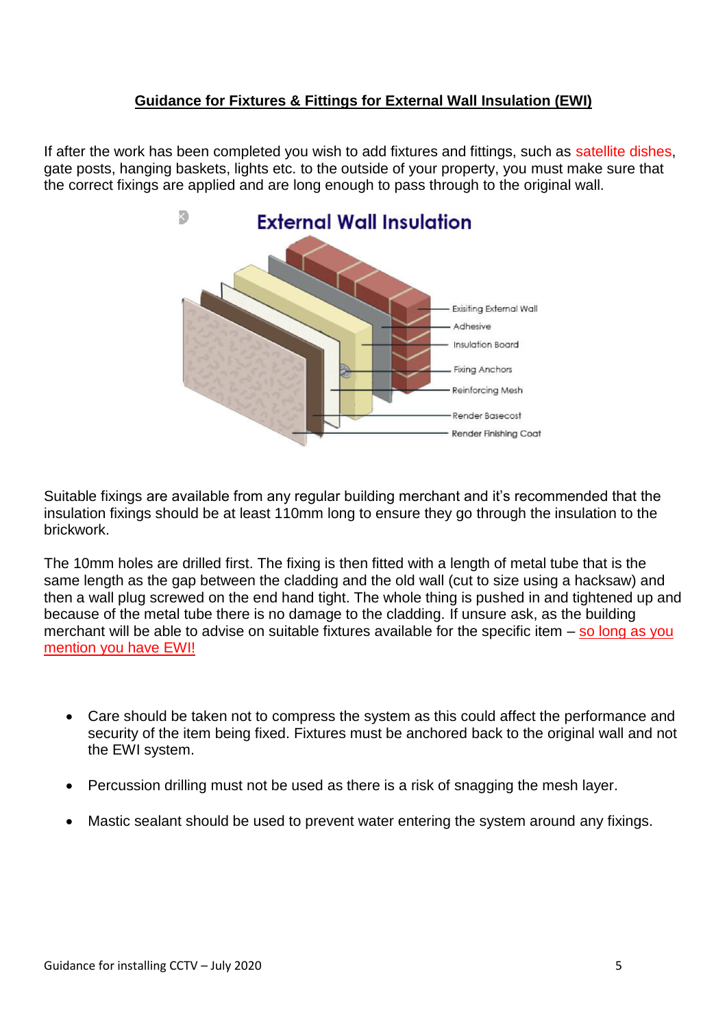## Guidance for Fixtures & Fittings for External Wall Insulation (EWI)

If after the work has been completed you wish to add fixtures and fittings, such as satellite dishes, gate posts, hanging baskets, lights etc. to the outside of your property, you must make sure that the correct fixings are applied and are long enough to pass through to the original wall.

Suitable fixings are available from any regular building merchant and it's recommended that the insulation fixings should be at least 110mm long to ensure they go through the insulation to the brickwork.

The 10mm holes are drilled first. The fixing is then fitted with a length of metal tube that is the same length as the gap between the cladding and the old wall (cut to size using a hacksaw) and then a wall plug screwed on the end hand tight. The whole thing is pushed in and tightened up and because of the metal tube there is no damage to the cladding. If unsure ask, as the building merchant will be able to advise on suitable fixtures available for the specific item – so long as you mention you have EWI!

- Care should be taken not to compress the system as this could affect the performance and security of the item being fixed. Fixtures must be anchored back to the original wall and not the EWI system.
- Percussion drilling must not be used as there is a risk of snagging the mesh layer.
- Mastic sealant should be used to prevent water entering the system around any fixings.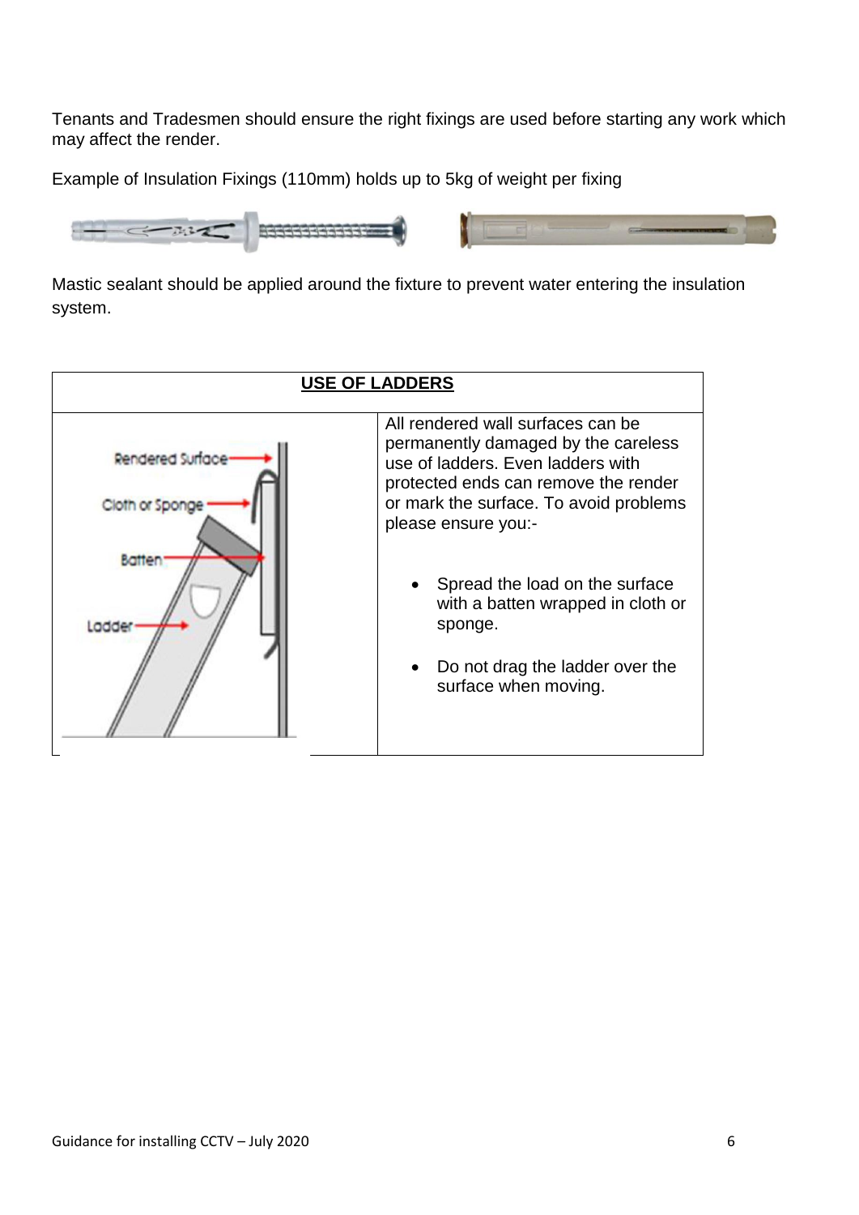Tenants and Tradesmen should ensure the right fixings are used before starting any work which may affect the render.

Example of Insulation Fixings (110mm) holds up to 5kg of weight per fixing

Mastic sealant should be applied around the fixture to prevent water entering the insulation system.

| USE OF LADDERS | |
|---|---|
| Rendered Surface<br>Cloth or Sponge<br>Batten<br>Ladder | All rendered wall surfaces can be permanently damaged by the careless use of ladders. Even ladders with protected ends can remove the render or mark the surface. To avoid problems please ensure you:-<br><br>• Spread the load on the surface with a batten wrapped in cloth or sponge.<br><br>• Do not drag the ladder over the surface when moving. |